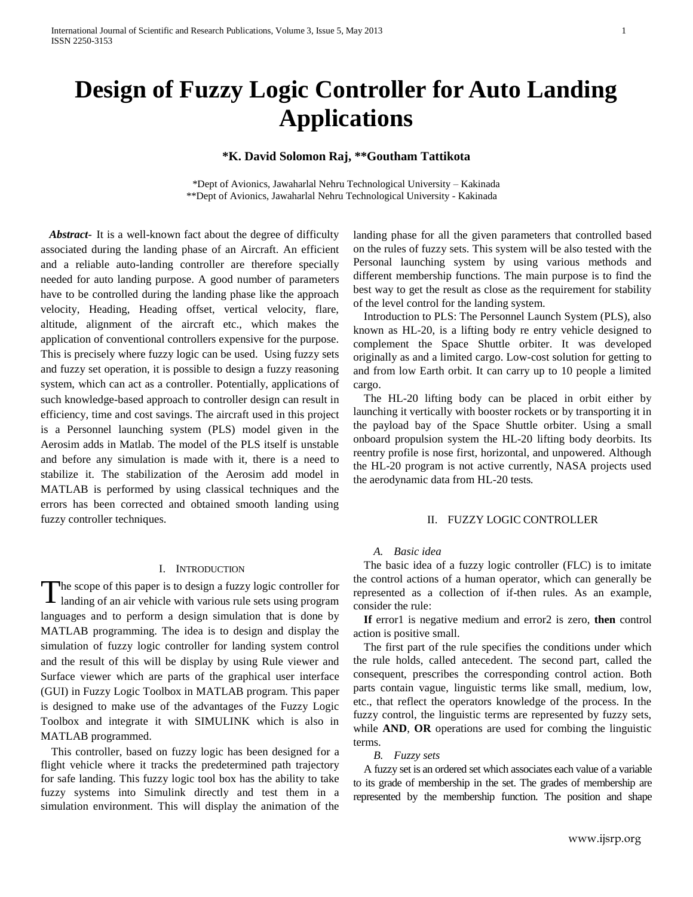# Design of Fuzzy Logic Controller for Auto Landing Applications

**\*K. David Solomon Raj, \*\*Goutham Tattikota**

\*Dept of Avionics, Jawaharlal Nehru Technological University – Kakinada
\*\*Dept of Avionics, Jawaharlal Nehru Technological University - Kakinada

***Abstract***- It is a well-known fact about the degree of difficulty associated during the landing phase of an Aircraft. An efficient and a reliable auto-landing controller are therefore specially needed for auto landing purpose. A good number of parameters have to be controlled during the landing phase like the approach velocity, Heading, Heading offset, vertical velocity, flare, altitude, alignment of the aircraft etc., which makes the application of conventional controllers expensive for the purpose. This is precisely where fuzzy logic can be used. Using fuzzy sets and fuzzy set operation, it is possible to design a fuzzy reasoning system, which can act as a controller. Potentially, applications of such knowledge-based approach to controller design can result in efficiency, time and cost savings. The aircraft used in this project is a Personnel launching system (PLS) model given in the Aerosim adds in Matlab. The model of the PLS itself is unstable and before any simulation is made with it, there is a need to stabilize it. The stabilization of the Aerosim add model in MATLAB is performed by using classical techniques and the errors has been corrected and obtained smooth landing using fuzzy controller techniques.

## I. Introduction

The scope of this paper is to design a fuzzy logic controller for landing of an air vehicle with various rule sets using program languages and to perform a design simulation that is done by MATLAB programming. The idea is to design and display the simulation of fuzzy logic controller for landing system control and the result of this will be display by using Rule viewer and Surface viewer which are parts of the graphical user interface (GUI) in Fuzzy Logic Toolbox in MATLAB program. This paper is designed to make use of the advantages of the Fuzzy Logic Toolbox and integrate it with SIMULINK which is also in MATLAB programmed.

This controller, based on fuzzy logic has been designed for a flight vehicle where it tracks the predetermined path trajectory for safe landing. This fuzzy logic tool box has the ability to take fuzzy systems into Simulink directly and test them in a simulation environment. This will display the animation of the landing phase for all the given parameters that controlled based on the rules of fuzzy sets. This system will be also tested with the Personal launching system by using various methods and different membership functions. The main purpose is to find the best way to get the result as close as the requirement for stability of the level control for the landing system.

Introduction to PLS: The Personnel Launch System (PLS), also known as HL-20, is a lifting body re entry vehicle designed to complement the Space Shuttle orbiter. It was developed originally as and a limited cargo. Low-cost solution for getting to and from low Earth orbit. It can carry up to 10 people a limited cargo.

The HL-20 lifting body can be placed in orbit either by launching it vertically with booster rockets or by transporting it in the payload bay of the Space Shuttle orbiter. Using a small onboard propulsion system the HL-20 lifting body deorbits. Its reentry profile is nose first, horizontal, and unpowered. Although the HL-20 program is not active currently, NASA projects used the aerodynamic data from HL-20 tests.

## II. Fuzzy Logic Controller

### *A. Basic idea*

The basic idea of a fuzzy logic controller (FLC) is to imitate the control actions of a human operator, which can generally be represented as a collection of if-then rules. As an example, consider the rule:

**If** error1 is negative medium and error2 is zero, **then** control action is positive small.

The first part of the rule specifies the conditions under which the rule holds, called antecedent. The second part, called the consequent, prescribes the corresponding control action. Both parts contain vague, linguistic terms like small, medium, low, etc., that reflect the operators knowledge of the process. In the fuzzy control, the linguistic terms are represented by fuzzy sets, while **AND**, **OR** operations are used for combing the linguistic terms.

### *B. Fuzzy sets*

A fuzzy set is an ordered set which associates each value of a variable to its grade of membership in the set. The grades of membership are represented by the membership function. The position and shape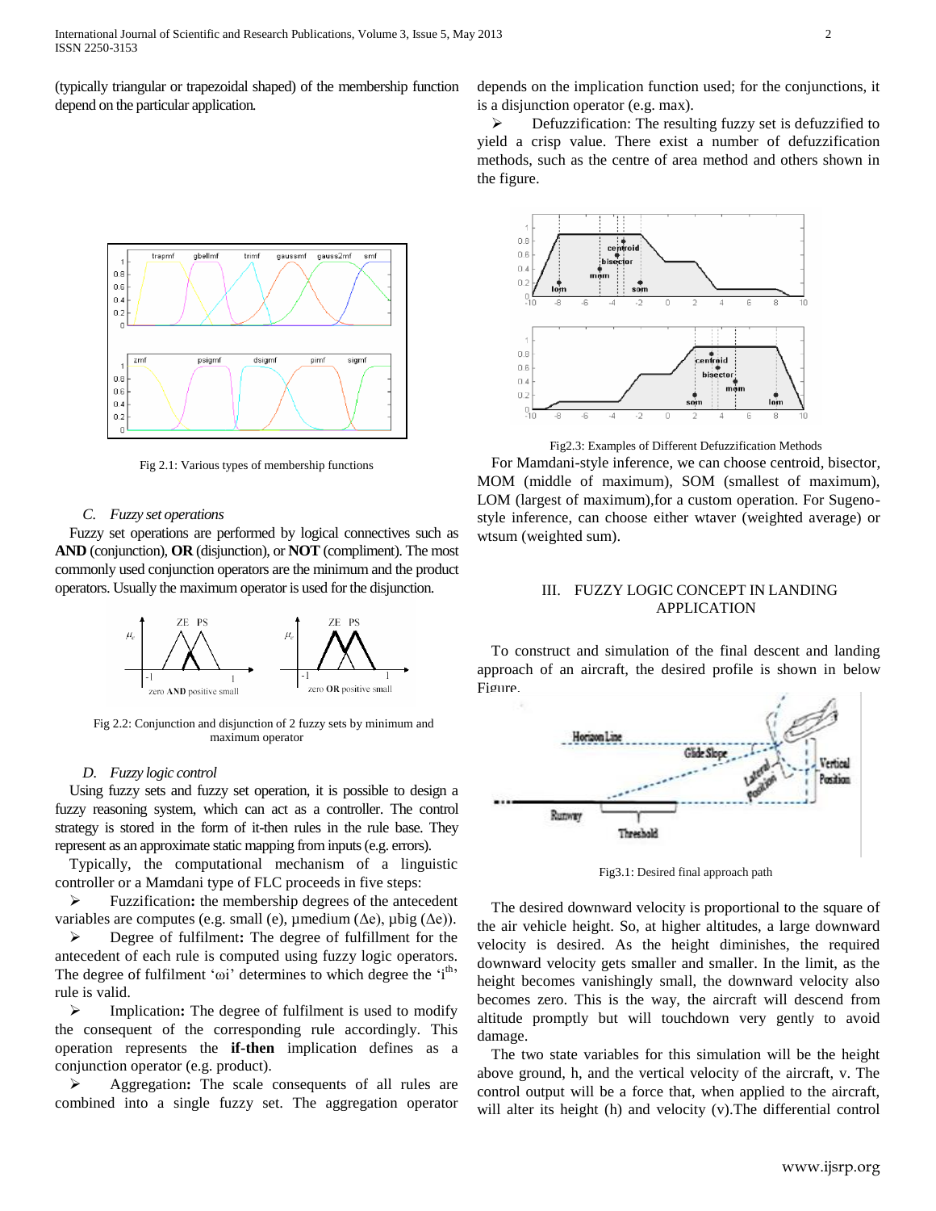(typically triangular or trapezoidal shaped) of the membership function depend on the particular application.

Fig 2.1: Various types of membership functions

### C. *Fuzzy set operations*

Fuzzy set operations are performed by logical connectives such as **AND** (conjunction), **OR** (disjunction), or **NOT** (compliment). The most commonly used conjunction operators are the minimum and the product operators. Usually the maximum operator is used for the disjunction.

Fig 2.2: Conjunction and disjunction of 2 fuzzy sets by minimum and maximum operator

### D. *Fuzzy logic control*

Using fuzzy sets and fuzzy set operation, it is possible to design a fuzzy reasoning system, which can act as a controller. The control strategy is stored in the form of it-then rules in the rule base. They represent as an approximate static mapping from inputs (e.g. errors).

Typically, the computational mechanism of a linguistic controller or a Mamdani type of FLC proceeds in five steps:

- Fuzzification**:** the membership degrees of the antecedent variables are computes (e.g. small (e), µmedium (Δe), µbig (Δe)).
- Degree of fulfilment**:** The degree of fulfillment for the antecedent of each rule is computed using fuzzy logic operators. The degree of fulfilment 'ωi' determines to which degree the 'i$^{th}$' rule is valid.
- Implication**:** The degree of fulfilment is used to modify the consequent of the corresponding rule accordingly. This operation represents the **if-then** implication defines as a conjunction operator (e.g. product).
- Aggregation**:** The scale consequents of all rules are combined into a single fuzzy set. The aggregation operator depends on the implication function used; for the conjunctions, it is a disjunction operator (e.g. max).
- Defuzzification: The resulting fuzzy set is defuzzified to yield a crisp value. There exist a number of defuzzification methods, such as the centre of area method and others shown in the figure.

Fig2.3: Examples of Different Defuzzification Methods

For Mamdani-style inference, we can choose centroid, bisector, MOM (middle of maximum), SOM (smallest of maximum), LOM (largest of maximum),for a custom operation. For Sugeno-style inference, can choose either wtaver (weighted average) or wtsum (weighted sum).

## III. FUZZY LOGIC CONCEPT IN LANDING APPLICATION

To construct and simulation of the final descent and landing approach of an aircraft, the desired profile is shown in below Figure.

Fig3.1: Desired final approach path

The desired downward velocity is proportional to the square of the air vehicle height. So, at higher altitudes, a large downward velocity is desired. As the height diminishes, the required downward velocity gets smaller and smaller. In the limit, as the height becomes vanishingly small, the downward velocity also becomes zero. This is the way, the aircraft will descend from altitude promptly but will touchdown very gently to avoid damage.

The two state variables for this simulation will be the height above ground, h, and the vertical velocity of the aircraft, v. The control output will be a force that, when applied to the aircraft, will alter its height (h) and velocity (v).The differential control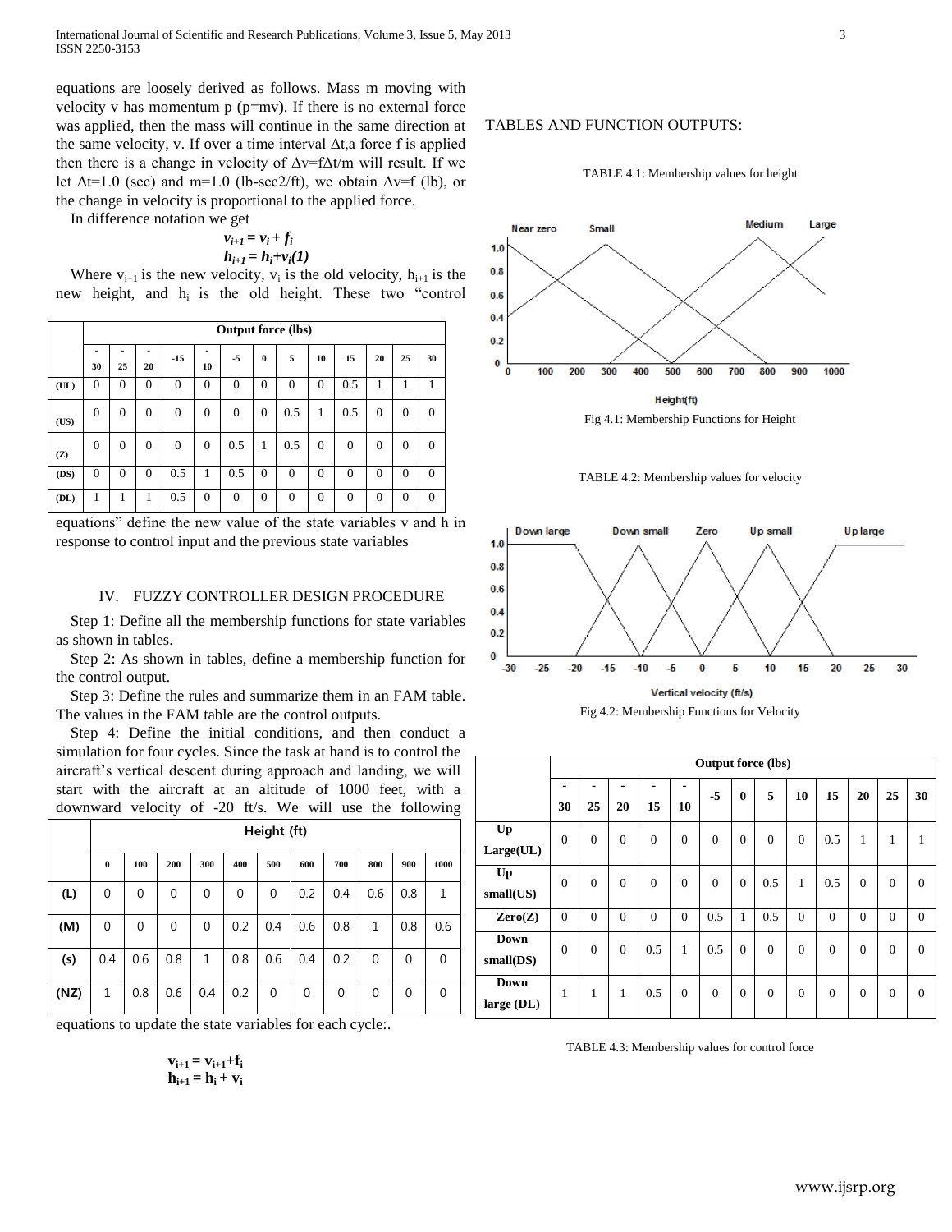equations are loosely derived as follows. Mass m moving with velocity v has momentum p (p=mv). If there is no external force was applied, then the mass will continue in the same direction at the same velocity, v. If over a time interval Δt,a force f is applied then there is a change in velocity of Δv=fΔt/m will result. If we let Δt=1.0 (sec) and m=1.0 (lb-sec2/ft), we obtain Δv=f (lb), or the change in velocity is proportional to the applied force.

In difference notation we get

$$v_{i+1} = v_i + f_i$$
$$h_{i+1} = h_i + v_i (1)$$

Where $v_{i+1}$ is the new velocity, $v_i$ is the old velocity, $h_{i+1}$ is the new height, and $h_i$ is the old height. These two "control equations" define the new value of the state variables v and h in response to control input and the previous state variables

|  | Output force (lbs) | | | | | | | | | | | | |
|---|---|---|---|---|---|---|---|---|---|---|---|---|---|
|  | -30 | -25 | -20 | -15 | -10 | -5 | 0 | 5 | 10 | 15 | 20 | 25 | 30 |
| (UL) | 0 | 0 | 0 | 0 | 0 | 0 | 0 | 0 | 0 | 0.5 | 1 | 1 | 1 |
| (US) | 0 | 0 | 0 | 0 | 0 | 0 | 0 | 0.5 | 1 | 0.5 | 0 | 0 | 0 |
| (Z) | 0 | 0 | 0 | 0 | 0 | 0.5 | 1 | 0.5 | 0 | 0 | 0 | 0 | 0 |
| (DS) | 0 | 0 | 0 | 0.5 | 1 | 0.5 | 0 | 0 | 0 | 0 | 0 | 0 | 0 |
| (DL) | 1 | 1 | 1 | 0.5 | 0 | 0 | 0 | 0 | 0 | 0 | 0 | 0 | 0 |

## IV. FUZZY CONTROLLER DESIGN PROCEDURE

Step 1: Define all the membership functions for state variables as shown in tables.

Step 2: As shown in tables, define a membership function for the control output.

Step 3: Define the rules and summarize them in an FAM table. The values in the FAM table are the control outputs.

Step 4: Define the initial conditions, and then conduct a simulation for four cycles. Since the task at hand is to control the aircraft's vertical descent during approach and landing, we will start with the aircraft at an altitude of 1000 feet, with a downward velocity of -20 ft/s. We will use the following equations to update the state variables for each cycle:.

|  | Height (ft) | | | | | | | | | | |
|---|---|---|---|---|---|---|---|---|---|---|---|
|  | 0 | 100 | 200 | 300 | 400 | 500 | 600 | 700 | 800 | 900 | 1000 |
| (L) | 0 | 0 | 0 | 0 | 0 | 0 | 0.2 | 0.4 | 0.6 | 0.8 | 1 |
| (M) | 0 | 0 | 0 | 0 | 0.2 | 0.4 | 0.6 | 0.8 | 1 | 0.8 | 0.6 |
| (s) | 0.4 | 0.6 | 0.8 | 1 | 0.8 | 0.6 | 0.4 | 0.2 | 0 | 0 | 0 |
| (NZ) | 1 | 0.8 | 0.6 | 0.4 | 0.2 | 0 | 0 | 0 | 0 | 0 | 0 |

$$\mathbf{v_{i+1} = v_{i+1} + f_i}$$
$$\mathbf{h_{i+1} = h_i + v_i}$$

TABLES AND FUNCTION OUTPUTS:

TABLE 4.1: Membership values for height

Fig 4.1: Membership Functions for Height

TABLE 4.2: Membership values for velocity

Fig 4.2: Membership Functions for Velocity

|  | Output force (lbs) | | | | | | | | | | | | |
|---|---|---|---|---|---|---|---|---|---|---|---|---|---|
|  | -30 | -25 | -20 | -15 | -10 | -5 | 0 | 5 | 10 | 15 | 20 | 25 | 30 |
| Up Large(UL) | 0 | 0 | 0 | 0 | 0 | 0 | 0 | 0 | 0 | 0.5 | 1 | 1 | 1 |
| Up small(US) | 0 | 0 | 0 | 0 | 0 | 0 | 0 | 0.5 | 1 | 0.5 | 0 | 0 | 0 |
| Zero(Z) | 0 | 0 | 0 | 0 | 0 | 0.5 | 1 | 0.5 | 0 | 0 | 0 | 0 | 0 |
| Down small(DS) | 0 | 0 | 0 | 0.5 | 1 | 0.5 | 0 | 0 | 0 | 0 | 0 | 0 | 0 |
| Down large (DL) | 1 | 1 | 1 | 0.5 | 0 | 0 | 0 | 0 | 0 | 0 | 0 | 0 | 0 |

TABLE 4.3: Membership values for control force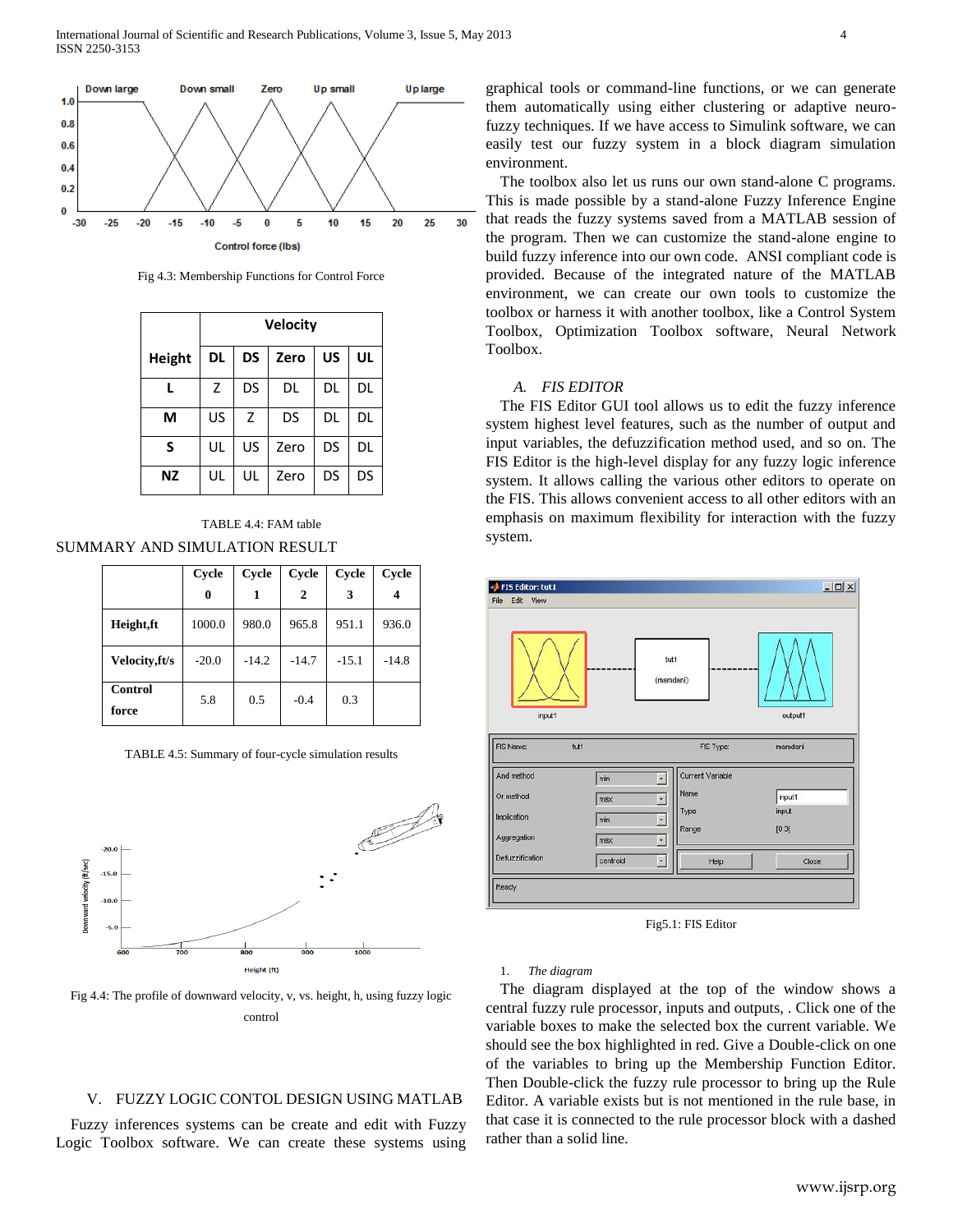Fig 4.3: Membership Functions for Control Force

| Height | Velocity | | | | |
|---|---|---|---|---|---|
| | DL | DS | Zero | US | UL |
| L | Z | DS | DL | DL | DL |
| M | US | Z | DS | DL | DL |
| S | UL | US | Zero | DS | DL |
| NZ | UL | UL | Zero | DS | DS |

TABLE 4.4: FAM table

SUMMARY AND SIMULATION RESULT

| | Cycle 0 | Cycle 1 | Cycle 2 | Cycle 3 | Cycle 4 |
|---|---|---|---|---|---|
| Height,ft | 1000.0 | 980.0 | 965.8 | 951.1 | 936.0 |
| Velocity,ft/s | -20.0 | -14.2 | -14.7 | -15.1 | -14.8 |
| Control force | 5.8 | 0.5 | -0.4 | 0.3 | |

TABLE 4.5: Summary of four-cycle simulation results

Fig 4.4: The profile of downward velocity, v, vs. height, h, using fuzzy logic control

## V. FUZZY LOGIC CONTOL DESIGN USING MATLAB

Fuzzy inferences systems can be create and edit with Fuzzy Logic Toolbox software. We can create these systems using graphical tools or command-line functions, or we can generate them automatically using either clustering or adaptive neuro-fuzzy techniques. If we have access to Simulink software, we can easily test our fuzzy system in a block diagram simulation environment.

The toolbox also let us runs our own stand-alone C programs. This is made possible by a stand-alone Fuzzy Inference Engine that reads the fuzzy systems saved from a MATLAB session of the program. Then we can customize the stand-alone engine to build fuzzy inference into our own code. ANSI compliant code is provided. Because of the integrated nature of the MATLAB environment, we can create our own tools to customize the toolbox or harness it with another toolbox, like a Control System Toolbox, Optimization Toolbox software, Neural Network Toolbox.

### *A. FIS EDITOR*

The FIS Editor GUI tool allows us to edit the fuzzy inference system highest level features, such as the number of output and input variables, the defuzzification method used, and so on. The FIS Editor is the high-level display for any fuzzy logic inference system. It allows calling the various other editors to operate on the FIS. This allows convenient access to all other editors with an emphasis on maximum flexibility for interaction with the fuzzy system.

Fig5.1: FIS Editor

1. *The diagram*

The diagram displayed at the top of the window shows a central fuzzy rule processor, inputs and outputs, . Click one of the variable boxes to make the selected box the current variable. We should see the box highlighted in red. Give a Double-click on one of the variables to bring up the Membership Function Editor. Then Double-click the fuzzy rule processor to bring up the Rule Editor. A variable exists but is not mentioned in the rule base, in that case it is connected to the rule processor block with a dashed rather than a solid line.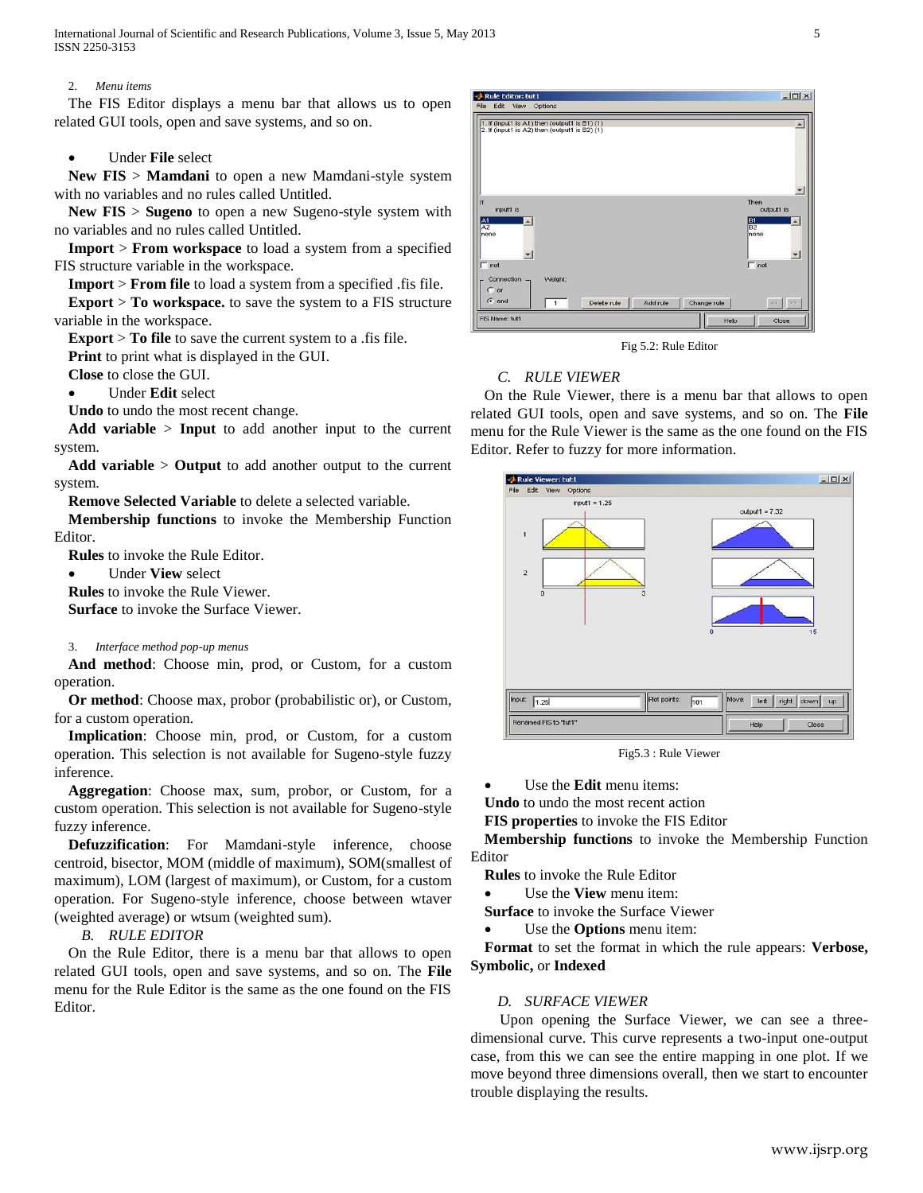2. *Menu items*

The FIS Editor displays a menu bar that allows us to open related GUI tools, open and save systems, and so on.

- Under **File** select

**New FIS** > **Mamdani** to open a new Mamdani-style system with no variables and no rules called Untitled.

**New FIS** > **Sugeno** to open a new Sugeno-style system with no variables and no rules called Untitled.

**Import** > **From workspace** to load a system from a specified FIS structure variable in the workspace.

**Import** > **From file** to load a system from a specified .fis file.

**Export** > **To workspace.** to save the system to a FIS structure variable in the workspace.

**Export** > **To file** to save the current system to a .fis file.

**Print** to print what is displayed in the GUI.

**Close** to close the GUI.

- Under **Edit** select

**Undo** to undo the most recent change.

**Add variable** > **Input** to add another input to the current system.

**Add variable** > **Output** to add another output to the current system.

**Remove Selected Variable** to delete a selected variable.

**Membership functions** to invoke the Membership Function Editor.

**Rules** to invoke the Rule Editor.

- Under **View** select

**Rules** to invoke the Rule Viewer.

**Surface** to invoke the Surface Viewer.

3. *Interface method pop-up menus*

**And method**: Choose min, prod, or Custom, for a custom operation.

**Or method**: Choose max, probor (probabilistic or), or Custom, for a custom operation.

**Implication**: Choose min, prod, or Custom, for a custom operation. This selection is not available for Sugeno-style fuzzy inference.

**Aggregation**: Choose max, sum, probor, or Custom, for a custom operation. This selection is not available for Sugeno-style fuzzy inference.

**Defuzzification**: For Mamdani-style inference, choose centroid, bisector, MOM (middle of maximum), SOM(smallest of maximum), LOM (largest of maximum), or Custom, for a custom operation. For Sugeno-style inference, choose between wtaver (weighted average) or wtsum (weighted sum).

### *B. RULE EDITOR*

On the Rule Editor, there is a menu bar that allows to open related GUI tools, open and save systems, and so on. The **File** menu for the Rule Editor is the same as the one found on the FIS Editor.

Fig 5.2: Rule Editor

### *C. RULE VIEWER*

On the Rule Viewer, there is a menu bar that allows to open related GUI tools, open and save systems, and so on. The **File** menu for the Rule Viewer is the same as the one found on the FIS Editor. Refer to fuzzy for more information.

Fig5.3 : Rule Viewer

- Use the **Edit** menu items:

**Undo** to undo the most recent action

**FIS properties** to invoke the FIS Editor

**Membership functions** to invoke the Membership Function Editor

**Rules** to invoke the Rule Editor

- Use the **View** menu item:

**Surface** to invoke the Surface Viewer

- Use the **Options** menu item:

**Format** to set the format in which the rule appears: **Verbose, Symbolic,** or **Indexed**

### *D. SURFACE VIEWER*

Upon opening the Surface Viewer, we can see a three-dimensional curve. This curve represents a two-input one-output case, from this we can see the entire mapping in one plot. If we move beyond three dimensions overall, then we start to encounter trouble displaying the results.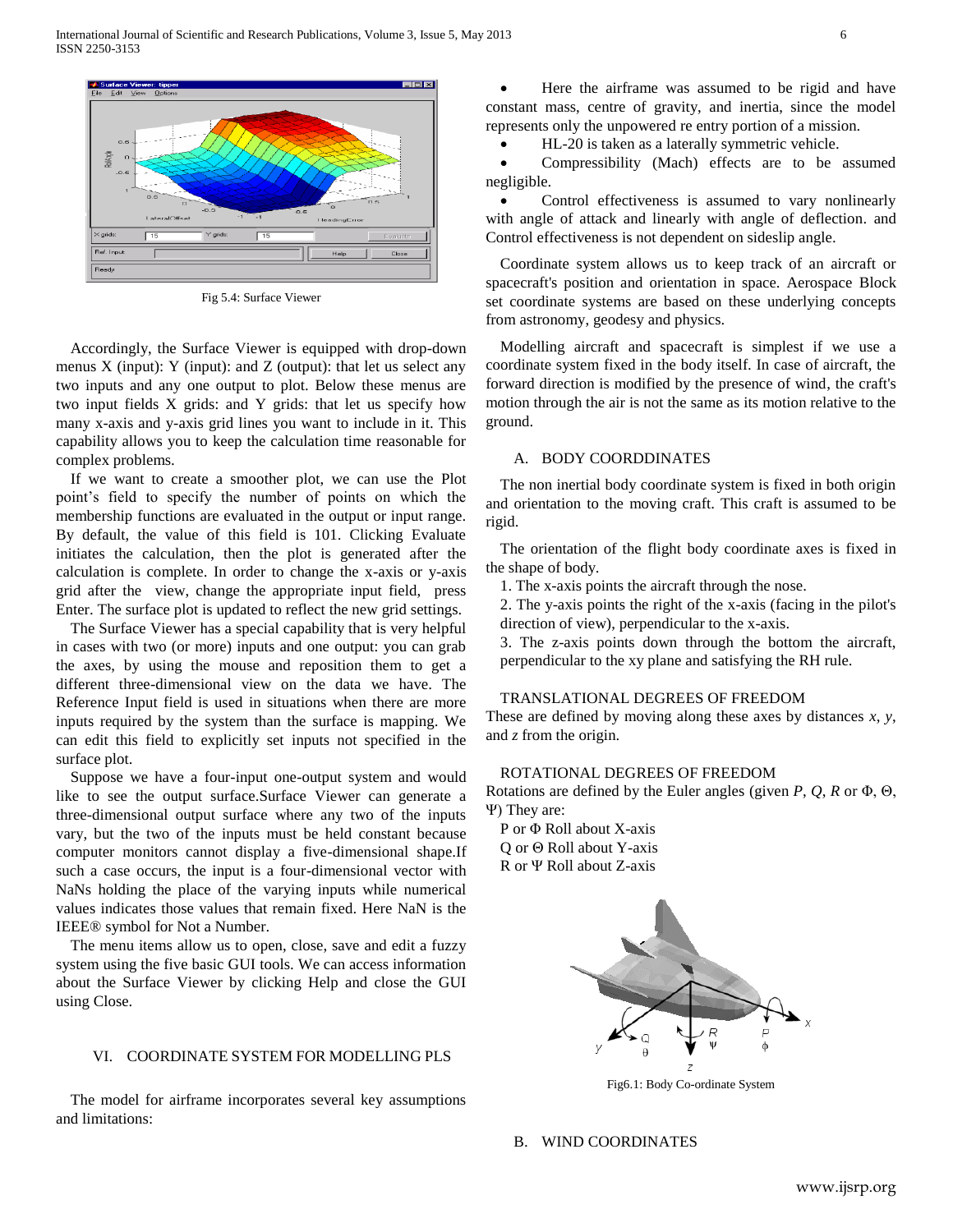Fig 5.4: Surface Viewer

Accordingly, the Surface Viewer is equipped with drop-down menus X (input): Y (input): and Z (output): that let us select any two inputs and any one output to plot. Below these menus are two input fields X grids: and Y grids: that let us specify how many x-axis and y-axis grid lines you want to include in it. This capability allows you to keep the calculation time reasonable for complex problems.

If we want to create a smoother plot, we can use the Plot point's field to specify the number of points on which the membership functions are evaluated in the output or input range. By default, the value of this field is 101. Clicking Evaluate initiates the calculation, then the plot is generated after the calculation is complete. In order to change the x-axis or y-axis grid after the view, change the appropriate input field, press Enter. The surface plot is updated to reflect the new grid settings.

The Surface Viewer has a special capability that is very helpful in cases with two (or more) inputs and one output: you can grab the axes, by using the mouse and reposition them to get a different three-dimensional view on the data we have. The Reference Input field is used in situations when there are more inputs required by the system than the surface is mapping. We can edit this field to explicitly set inputs not specified in the surface plot.

Suppose we have a four-input one-output system and would like to see the output surface.Surface Viewer can generate a three-dimensional output surface where any two of the inputs vary, but the two of the inputs must be held constant because computer monitors cannot display a five-dimensional shape.If such a case occurs, the input is a four-dimensional vector with NaNs holding the place of the varying inputs while numerical values indicates those values that remain fixed. Here NaN is the IEEE® symbol for Not a Number.

The menu items allow us to open, close, save and edit a fuzzy system using the five basic GUI tools. We can access information about the Surface Viewer by clicking Help and close the GUI using Close.

## VI. COORDINATE SYSTEM FOR MODELLING PLS

The model for airframe incorporates several key assumptions and limitations:

- Here the airframe was assumed to be rigid and have constant mass, centre of gravity, and inertia, since the model represents only the unpowered re entry portion of a mission.
- HL-20 is taken as a laterally symmetric vehicle.
- Compressibility (Mach) effects are assumed to be negligible.
- Control effectiveness is assumed to vary nonlinearly with angle of attack and linearly with angle of deflection. and Control effectiveness is not dependent on sideslip angle.

Coordinate system allows us to keep track of an aircraft or spacecraft's position and orientation in space. Aerospace Block set coordinate systems are based on these underlying concepts from astronomy, geodesy and physics.

Modelling aircraft and spacecraft is simplest if we use a coordinate system fixed in the body itself. In case of aircraft, the forward direction is modified by the presence of wind, the craft's motion through the air is not the same as its motion relative to the ground.

### A. BODY COORDDINATES

The non inertial body coordinate system is fixed in both origin and orientation to the moving craft. This craft is assumed to be rigid.

The orientation of the flight body coordinate axes is fixed in the shape of body.

1. The x-axis points the aircraft through the nose.
2. The y-axis points the right of the x-axis (facing in the pilot's direction of view), perpendicular to the x-axis.
3. The z-axis points down through the bottom the aircraft, perpendicular to the xy plane and satisfying the RH rule.

TRANSLATIONAL DEGREES OF FREEDOM

These are defined by moving along these axes by distances *x*, *y*, and *z* from the origin.

ROTATIONAL DEGREES OF FREEDOM

Rotations are defined by the Euler angles (given *P*, *Q*, *R* or $\Phi$, $\Theta$, $\Psi$) They are:

P or $\Phi$ Roll about X-axis
Q or $\Theta$ Roll about Y-axis
R or $\Psi$ Roll about Z-axis

Fig6.1: Body Co-ordinate System

### B. WIND COORDINATES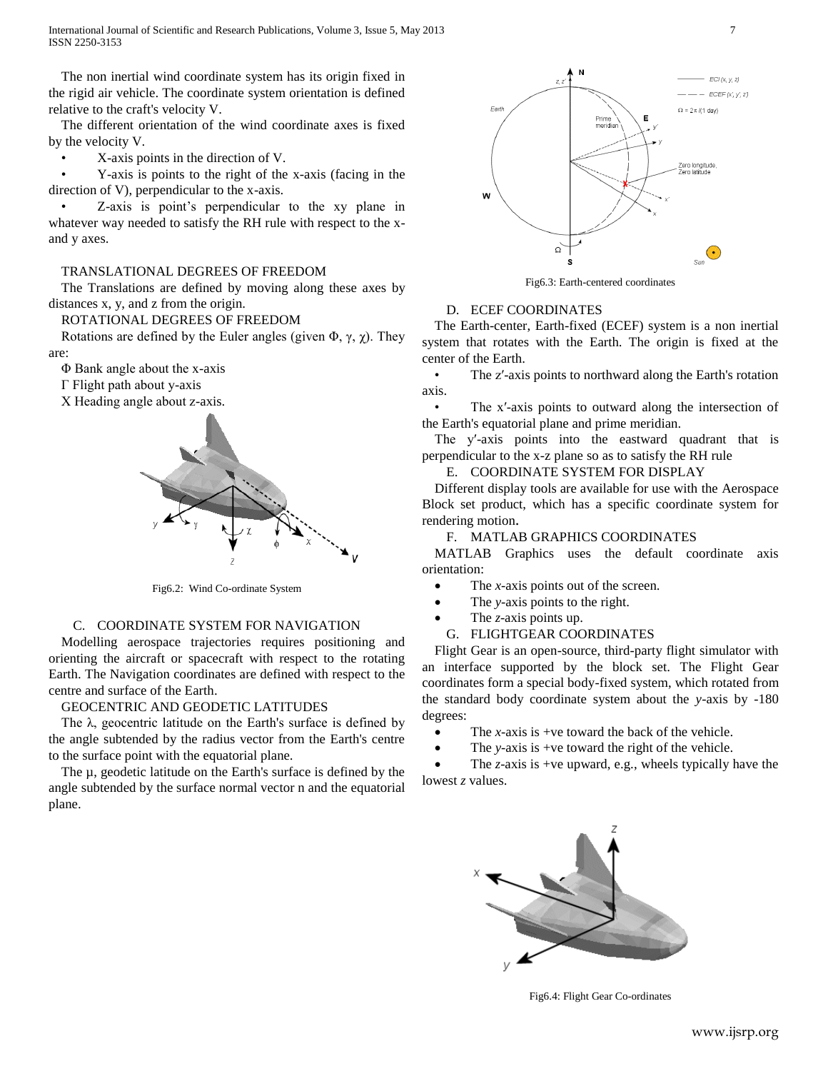The non inertial wind coordinate system has its origin fixed in the rigid air vehicle. The coordinate system orientation is defined relative to the craft's velocity V.

The different orientation of the wind coordinate axes is fixed by the velocity V.

- X-axis points in the direction of V.
- Y-axis is points to the right of the x-axis (facing in the direction of V), perpendicular to the x-axis.
- Z-axis is point's perpendicular to the xy plane in whatever way needed to satisfy the RH rule with respect to the x- and y axes.

TRANSLATIONAL DEGREES OF FREEDOM

The Translations are defined by moving along these axes by distances x, y, and z from the origin.

ROTATIONAL DEGREES OF FREEDOM

Rotations are defined by the Euler angles (given $\Phi$, $\gamma$, $\chi$). They are:

$\Phi$ Bank angle about the x-axis

$\Gamma$ Flight path about y-axis

X Heading angle about z-axis.

Fig6.2: Wind Co-ordinate System

## C. COORDINATE SYSTEM FOR NAVIGATION

Modelling aerospace trajectories requires positioning and orienting the aircraft or spacecraft with respect to the rotating Earth. The Navigation coordinates are defined with respect to the centre and surface of the Earth.

GEOCENTRIC AND GEODETIC LATITUDES

The $\lambda$, geocentric latitude on the Earth's surface is defined by the angle subtended by the radius vector from the Earth's centre to the surface point with the equatorial plane.

The $\mu$, geodetic latitude on the Earth's surface is defined by the angle subtended by the surface normal vector n and the equatorial plane.

Fig6.3: Earth-centered coordinates

## D. ECEF COORDINATES

The Earth-center, Earth-fixed (ECEF) system is a non inertial system that rotates with the Earth. The origin is fixed at the center of the Earth.

- The z′-axis points to northward along the Earth's rotation axis.
- The x′-axis points to outward along the intersection of the Earth's equatorial plane and prime meridian.

The y′-axis points into the eastward quadrant that is perpendicular to the x-z plane so as to satisfy the RH rule

## E. COORDINATE SYSTEM FOR DISPLAY

Different display tools are available for use with the Aerospace Block set product, which has a specific coordinate system for rendering motion.

## F. MATLAB GRAPHICS COORDINATES

MATLAB Graphics uses the default coordinate axis orientation:

- The *x*-axis points out of the screen.
- The *y*-axis points to the right.
- The *z*-axis points up.

## G. FLIGHTGEAR COORDINATES

Flight Gear is an open-source, third-party flight simulator with an interface supported by the block set. The Flight Gear coordinates form a special body-fixed system, which rotated from the standard body coordinate system about the *y*-axis by -180 degrees:

- The *x*-axis is +ve toward the back of the vehicle.
- The *y*-axis is +ve toward the right of the vehicle.
- The *z*-axis is +ve upward, e.g., wheels typically have the lowest *z* values.

Fig6.4: Flight Gear Co-ordinates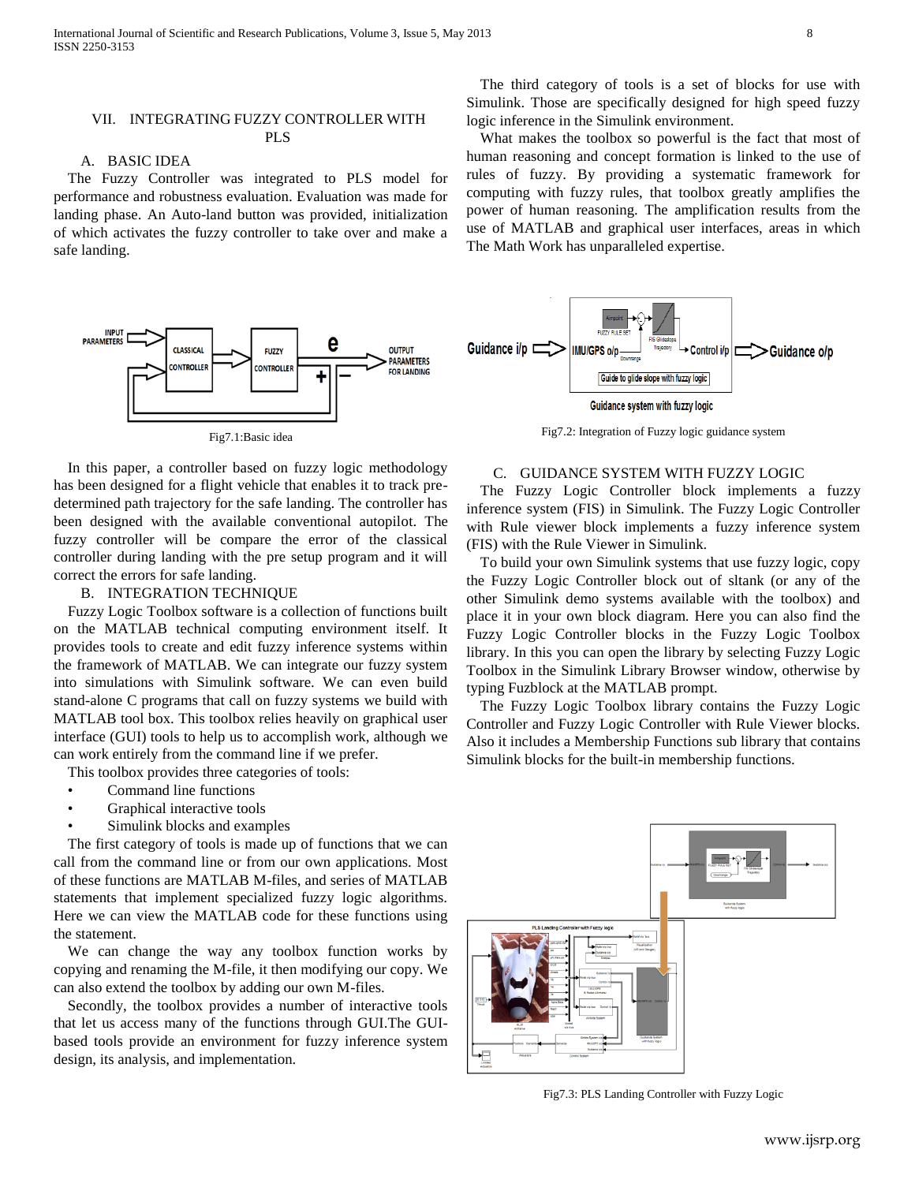## VII. INTEGRATING FUZZY CONTROLLER WITH PLS

### A. BASIC IDEA

The Fuzzy Controller was integrated to PLS model for performance and robustness evaluation. Evaluation was made for landing phase. An Auto-land button was provided, initialization of which activates the fuzzy controller to take over and make a safe landing.

Fig7.1:Basic idea

In this paper, a controller based on fuzzy logic methodology has been designed for a flight vehicle that enables it to track pre-determined path trajectory for the safe landing. The controller has been designed with the available conventional autopilot. The fuzzy controller will be compare the error of the classical controller during landing with the pre setup program and it will correct the errors for safe landing.

### B. INTEGRATION TECHNIQUE

Fuzzy Logic Toolbox software is a collection of functions built on the MATLAB technical computing environment itself. It provides tools to create and edit fuzzy inference systems within the framework of MATLAB. We can integrate our fuzzy system into simulations with Simulink software. We can even build stand-alone C programs that call on fuzzy systems we build with MATLAB tool box. This toolbox relies heavily on graphical user interface (GUI) tools to help us to accomplish work, although we can work entirely from the command line if we prefer.

This toolbox provides three categories of tools:

- Command line functions
- Graphical interactive tools
- Simulink blocks and examples

The first category of tools is made up of functions that we can call from the command line or from our own applications. Most of these functions are MATLAB M-files, and series of MATLAB statements that implement specialized fuzzy logic algorithms. Here we can view the MATLAB code for these functions using the statement.

We can change the way any toolbox function works by copying and renaming the M-file, it then modifying our copy. We can also extend the toolbox by adding our own M-files.

Secondly, the toolbox provides a number of interactive tools that let us access many of the functions through GUI.The GUI-based tools provide an environment for fuzzy inference system design, its analysis, and implementation.

The third category of tools is a set of blocks for use with Simulink. Those are specifically designed for high speed fuzzy logic inference in the Simulink environment.

What makes the toolbox so powerful is the fact that most of human reasoning and concept formation is linked to the use of rules of fuzzy. By providing a systematic framework for computing with fuzzy rules, that toolbox greatly amplifies the power of human reasoning. The amplification results from the use of MATLAB and graphical user interfaces, areas in which The Math Work has unparalleled expertise.

Fig7.2: Integration of Fuzzy logic guidance system

### C. GUIDANCE SYSTEM WITH FUZZY LOGIC

The Fuzzy Logic Controller block implements a fuzzy inference system (FIS) in Simulink. The Fuzzy Logic Controller with Rule viewer block implements a fuzzy inference system (FIS) with the Rule Viewer in Simulink.

To build your own Simulink systems that use fuzzy logic, copy the Fuzzy Logic Controller block out of sltank (or any of the other Simulink demo systems available with the toolbox) and place it in your own block diagram. Here you can also find the Fuzzy Logic Controller blocks in the Fuzzy Logic Toolbox library. In this you can open the library by selecting Fuzzy Logic Toolbox in the Simulink Library Browser window, otherwise by typing Fuzblock at the MATLAB prompt.

The Fuzzy Logic Toolbox library contains the Fuzzy Logic Controller and Fuzzy Logic Controller with Rule Viewer blocks. Also it includes a Membership Functions sub library that contains Simulink blocks for the built-in membership functions.

Fig7.3: PLS Landing Controller with Fuzzy Logic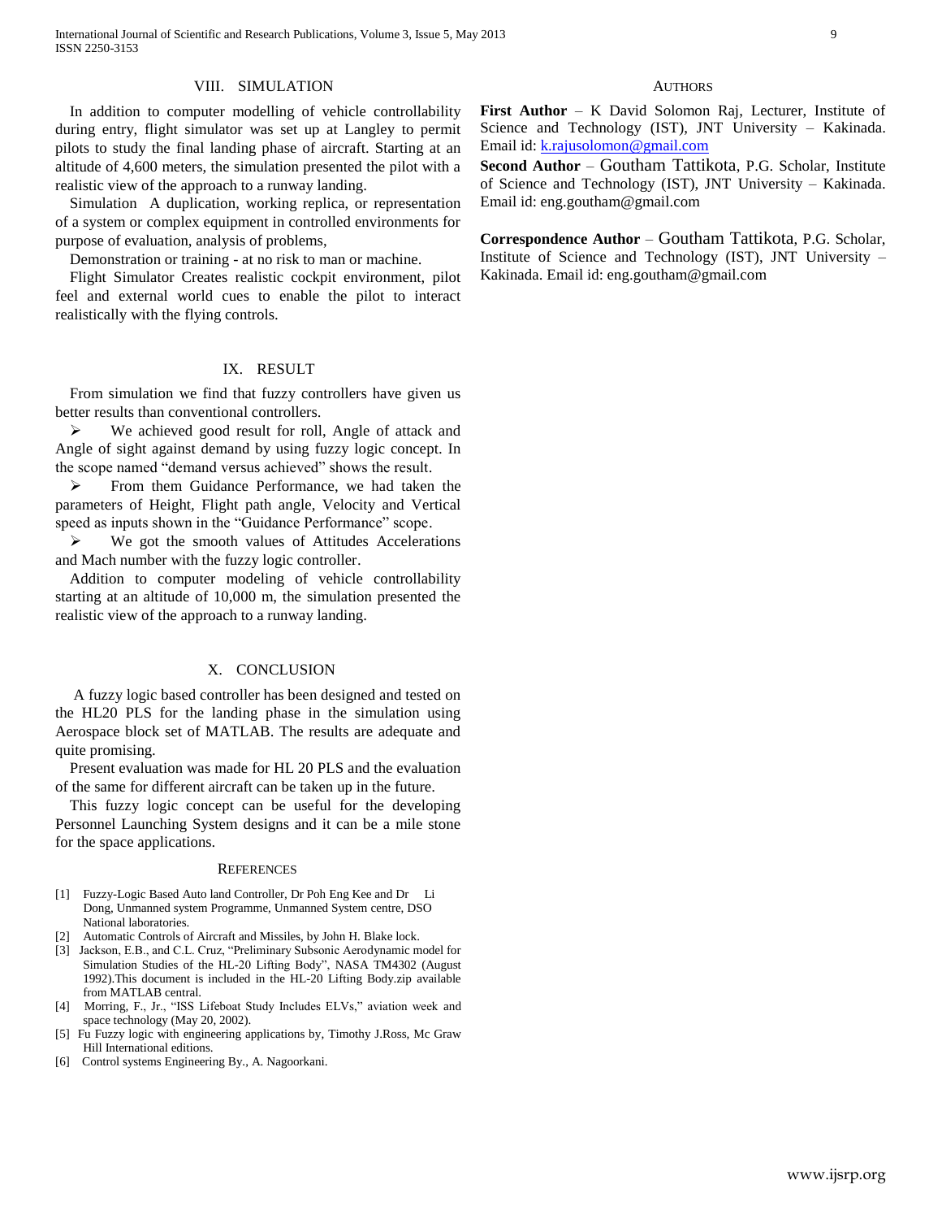## VIII. SIMULATION

In addition to computer modelling of vehicle controllability during entry, flight simulator was set up at Langley to permit pilots to study the final landing phase of aircraft. Starting at an altitude of 4,600 meters, the simulation presented the pilot with a realistic view of the approach to a runway landing.

Simulation A duplication, working replica, or representation of a system or complex equipment in controlled environments for purpose of evaluation, analysis of problems,

Demonstration or training - at no risk to man or machine.

Flight Simulator Creates realistic cockpit environment, pilot feel and external world cues to enable the pilot to interact realistically with the flying controls.

## IX. RESULT

From simulation we find that fuzzy controllers have given us better results than conventional controllers.

- We achieved good result for roll, Angle of attack and Angle of sight against demand by using fuzzy logic concept. In the scope named "demand versus achieved" shows the result.
- From them Guidance Performance, we had taken the parameters of Height, Flight path angle, Velocity and Vertical speed as inputs shown in the "Guidance Performance" scope.
- We got the smooth values of Attitudes Accelerations and Mach number with the fuzzy logic controller.

Addition to computer modeling of vehicle controllability starting at an altitude of 10,000 m, the simulation presented the realistic view of the approach to a runway landing.

## X. CONCLUSION

A fuzzy logic based controller has been designed and tested on the HL20 PLS for the landing phase in the simulation using Aerospace block set of MATLAB. The results are adequate and quite promising.

Present evaluation was made for HL 20 PLS and the evaluation of the same for different aircraft can be taken up in the future.

This fuzzy logic concept can be useful for the developing Personnel Launching System designs and it can be a mile stone for the space applications.

## REFERENCES

[1] Fuzzy-Logic Based Auto land Controller, Dr Poh Eng Kee and Dr Li Dong, Unmanned system Programme, Unmanned System centre, DSO National laboratories.

[2] Automatic Controls of Aircraft and Missiles, by John H. Blake lock.

[3] Jackson, E.B., and C.L. Cruz, "Preliminary Subsonic Aerodynamic model for Simulation Studies of the HL-20 Lifting Body", NASA TM4302 (August 1992).This document is included in the HL-20 Lifting Body.zip available from MATLAB central.

[4] Morring, F., Jr., "ISS Lifeboat Study Includes ELVs," aviation week and space technology (May 20, 2002).

[5] Fu Fuzzy logic with engineering applications by, Timothy J.Ross, Mc Graw Hill International editions.

[6] Control systems Engineering By., A. Nagoorkani.

## AUTHORS

**First Author** – K David Solomon Raj, Lecturer, Institute of Science and Technology (IST), JNT University – Kakinada. Email id: k.rajusolomon@gmail.com

**Second Author** – Goutham Tattikota, P.G. Scholar, Institute of Science and Technology (IST), JNT University – Kakinada. Email id: eng.goutham@gmail.com

**Correspondence Author** – Goutham Tattikota, P.G. Scholar, Institute of Science and Technology (IST), JNT University – Kakinada. Email id: eng.goutham@gmail.com